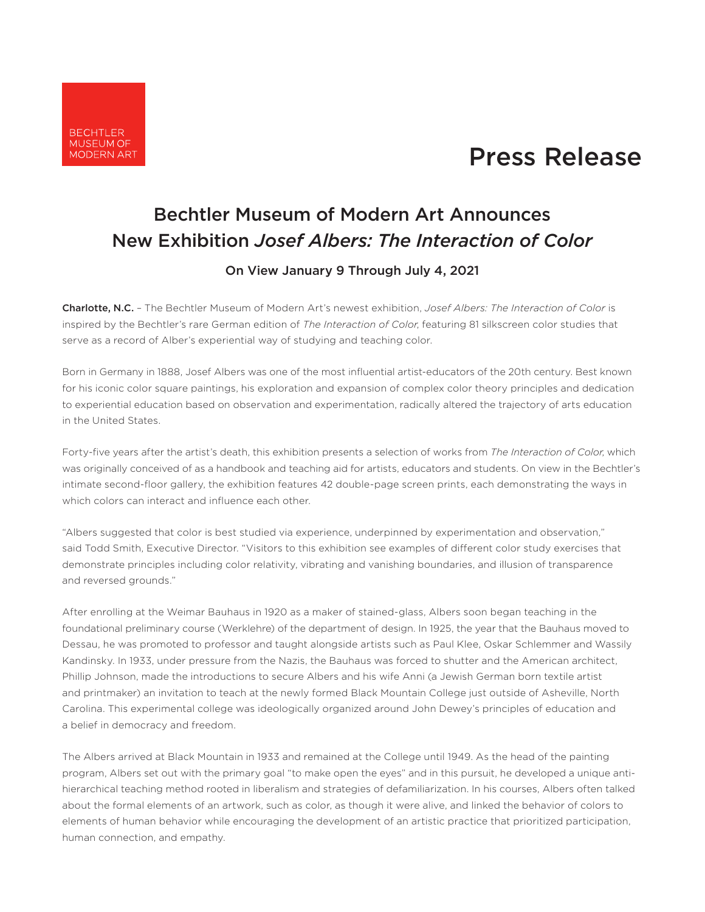BECHTLER MUSEUM OF MODERN ART

# Press Release

## Bechtler Museum of Modern Art Announces New Exhibition *Josef Albers: The Interaction of Color*

### On View January 9 Through July 4, 2021

**Charlotte, N.C.** – The Bechtler Museum of Modern Art's newest exhibition, *Josef Albers: The Interaction of Color* is inspired by the Bechtler's rare German edition of *The Interaction of Color*, featuring 81 silkscreen color studies that serve as a record of Alber's experiential way of studying and teaching color.

Born in Germany in 1888, Josef Albers was one of the most influential artist-educators of the 20th century. Best known for his iconic color square paintings, his exploration and expansion of complex color theory principles and dedication to experiential education based on observation and experimentation, radically altered the trajectory of arts education in the United States.

Forty-five years after the artist's death, this exhibition presents a selection of works from *The Interaction of Color*, which was originally conceived of as a handbook and teaching aid for artists, educators and students. On view in the Bechtler's intimate second-floor gallery, the exhibition features 42 double-page screen prints, each demonstrating the ways in which colors can interact and influence each other.

"Albers suggested that color is best studied via experience, underpinned by experimentation and observation," said Todd Smith, Executive Director. "Visitors to this exhibition see examples of different color study exercises that demonstrate principles including color relativity, vibrating and vanishing boundaries, and illusion of transparence and reversed grounds."

After enrolling at the Weimar Bauhaus in 1920 as a maker of stained-glass, Albers soon began teaching in the foundational preliminary course (Werklehre) of the department of design. In 1925, the year that the Bauhaus moved to Dessau, he was promoted to professor and taught alongside artists such as Paul Klee, Oskar Schlemmer and Wassily Kandinsky. In 1933, under pressure from the Nazis, the Bauhaus was forced to shutter and the American architect, Phillip Johnson, made the introductions to secure Albers and his wife Anni (a Jewish German born textile artist and printmaker) an invitation to teach at the newly formed Black Mountain College just outside of Asheville, North Carolina. This experimental college was ideologically organized around John Dewey's principles of education and a belief in democracy and freedom.

The Albers arrived at Black Mountain in 1933 and remained at the College until 1949. As the head of the painting program, Albers set out with the primary goal "to make open the eyes" and in this pursuit, he developed a unique anti-hierarchical teaching method rooted in liberalism and strategies of defamiliarization. In his courses, Albers often talked about the formal elements of an artwork, such as color, as though it were alive, and linked the behavior of colors to elements of human behavior while encouraging the development of an artistic practice that prioritized participation, human connection, and empathy.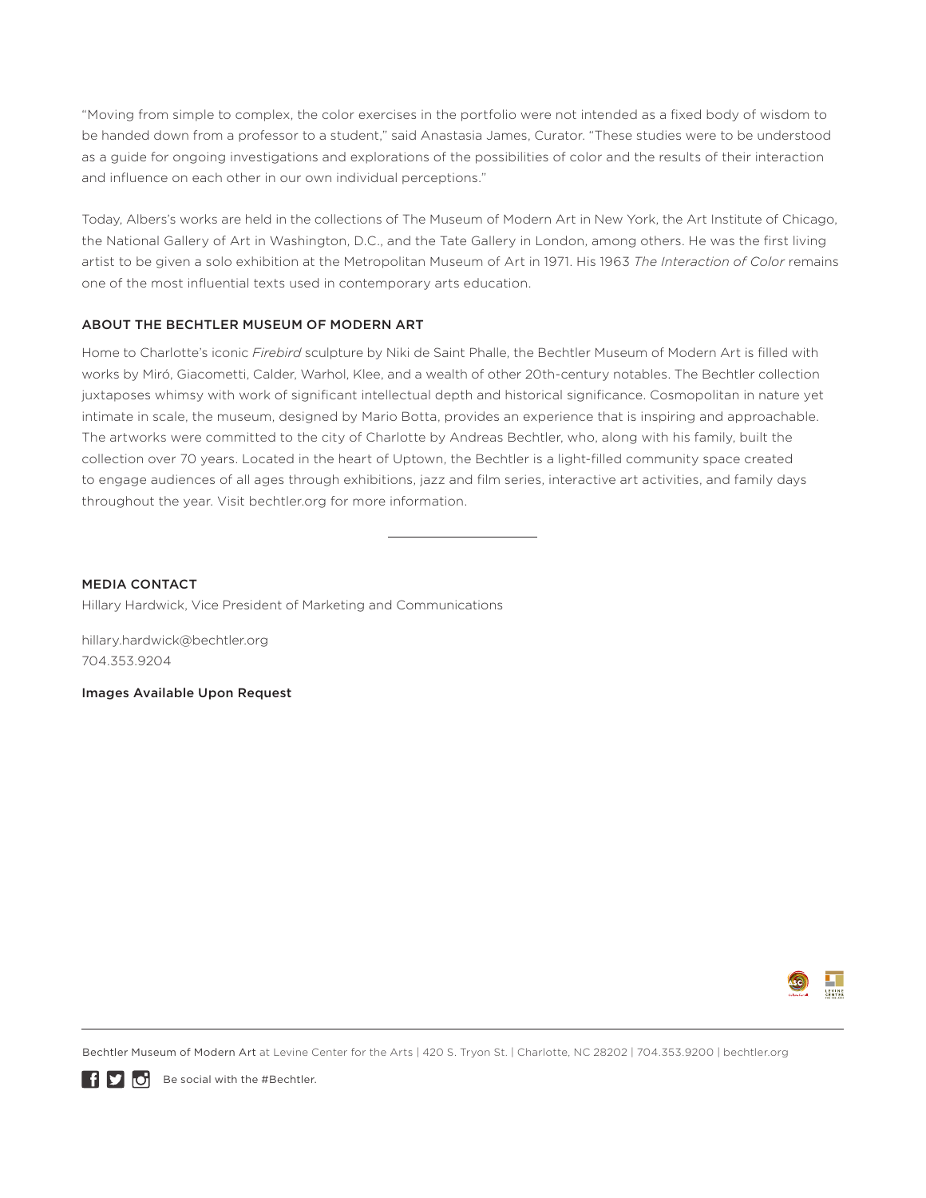"Moving from simple to complex, the color exercises in the portfolio were not intended as a fixed body of wisdom to be handed down from a professor to a student," said Anastasia James, Curator. "These studies were to be understood as a guide for ongoing investigations and explorations of the possibilities of color and the results of their interaction and influence on each other in our own individual perceptions."

Today, Albers's works are held in the collections of The Museum of Modern Art in New York, the Art Institute of Chicago, the National Gallery of Art in Washington, D.C., and the Tate Gallery in London, among others. He was the first living artist to be given a solo exhibition at the Metropolitan Museum of Art in 1971. His 1963 *The Interaction of Color* remains one of the most influential texts used in contemporary arts education.

## ABOUT THE BECHTLER MUSEUM OF MODERN ART

Home to Charlotte's iconic *Firebird* sculpture by Niki de Saint Phalle, the Bechtler Museum of Modern Art is filled with works by Miró, Giacometti, Calder, Warhol, Klee, and a wealth of other 20th-century notables. The Bechtler collection juxtaposes whimsy with work of significant intellectual depth and historical significance. Cosmopolitan in nature yet intimate in scale, the museum, designed by Mario Botta, provides an experience that is inspiring and approachable. The artworks were committed to the city of Charlotte by Andreas Bechtler, who, along with his family, built the collection over 70 years. Located in the heart of Uptown, the Bechtler is a light-filled community space created to engage audiences of all ages through exhibitions, jazz and film series, interactive art activities, and family days throughout the year. Visit bechtler.org for more information.

---

## MEDIA CONTACT

Hillary Hardwick, Vice President of Marketing and Communications

hillary.hardwick@bechtler.org
704.353.9204

**Images Available Upon Request**

Bechtler Museum of Modern Art at Levine Center for the Arts | 420 S. Tryon St. | Charlotte, NC 28202 | 704.353.9200 | bechtler.org

Be social with the #Bechtler.